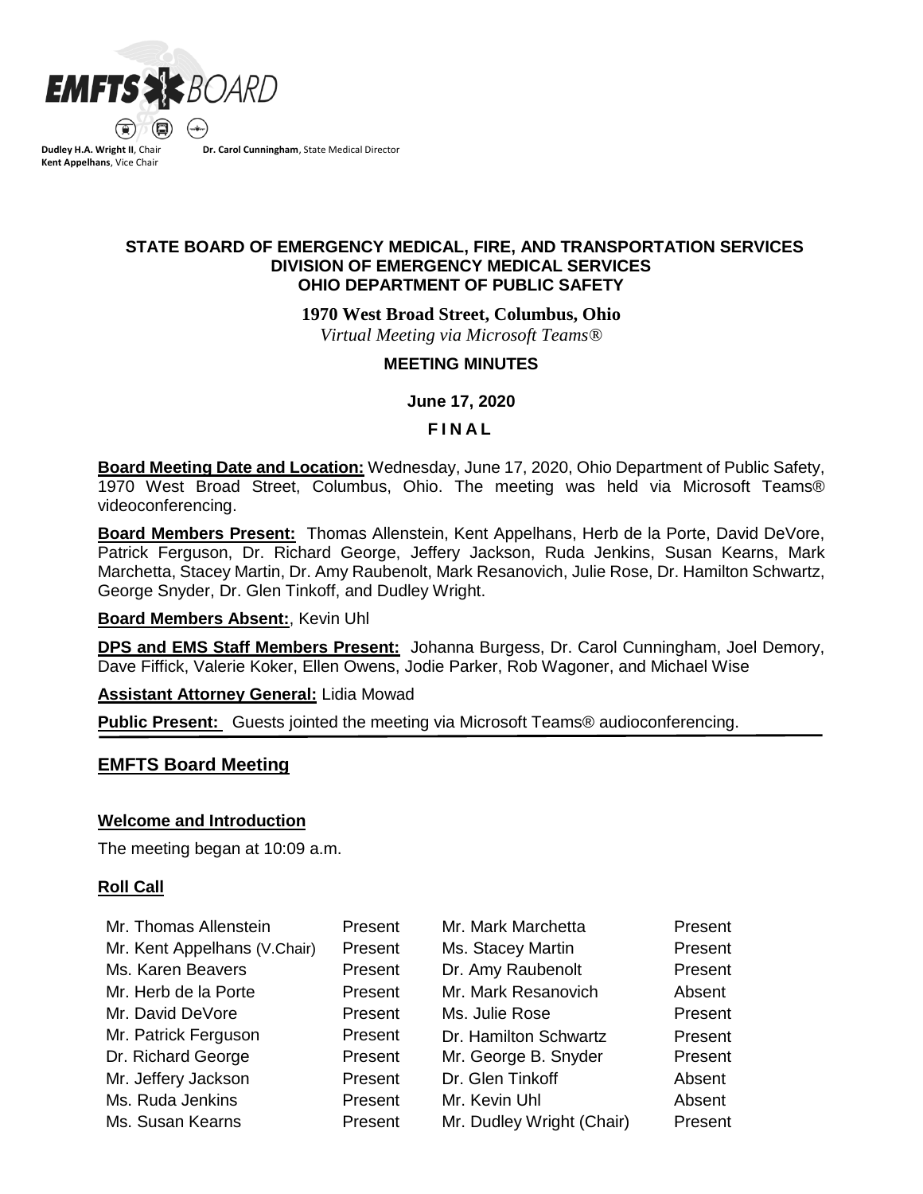**EMFTS BOARD**

**Dudley H.A. Wright II**, Chair **Dr. Carol Cunningham**, State Medical Director
**Kent Appelhans**, Vice Chair

**STATE BOARD OF EMERGENCY MEDICAL, FIRE, AND TRANSPORTATION SERVICES**
**DIVISION OF EMERGENCY MEDICAL SERVICES**
**OHIO DEPARTMENT OF PUBLIC SAFETY**

**1970 West Broad Street, Columbus, Ohio**
*Virtual Meeting via Microsoft Teams®*

**MEETING MINUTES**

**June 17, 2020**

**F I N A L**

**Board Meeting Date and Location:** Wednesday, June 17, 2020, Ohio Department of Public Safety, 1970 West Broad Street, Columbus, Ohio. The meeting was held via Microsoft Teams® videoconferencing.

**Board Members Present:** Thomas Allenstein, Kent Appelhans, Herb de la Porte, David DeVore, Patrick Ferguson, Dr. Richard George, Jeffery Jackson, Ruda Jenkins, Susan Kearns, Mark Marchetta, Stacey Martin, Dr. Amy Raubenolt, Mark Resanovich, Julie Rose, Dr. Hamilton Schwartz, George Snyder, Dr. Glen Tinkoff, and Dudley Wright.

**Board Members Absent:**, Kevin Uhl

**DPS and EMS Staff Members Present:** Johanna Burgess, Dr. Carol Cunningham, Joel Demory, Dave Fiffick, Valerie Koker, Ellen Owens, Jodie Parker, Rob Wagoner, and Michael Wise

**Assistant Attorney General:** Lidia Mowad

**Public Present:** Guests jointed the meeting via Microsoft Teams® audioconferencing.

## EMFTS Board Meeting

### Welcome and Introduction

The meeting began at 10:09 a.m.

### Roll Call

| | | | |
|---|---|---|---|
| Mr. Thomas Allenstein | Present | Mr. Mark Marchetta | Present |
| Mr. Kent Appelhans (V.Chair) | Present | Ms. Stacey Martin | Present |
| Ms. Karen Beavers | Present | Dr. Amy Raubenolt | Present |
| Mr. Herb de la Porte | Present | Mr. Mark Resanovich | Absent |
| Mr. David DeVore | Present | Ms. Julie Rose | Present |
| Mr. Patrick Ferguson | Present | Dr. Hamilton Schwartz | Present |
| Dr. Richard George | Present | Mr. George B. Snyder | Present |
| Mr. Jeffery Jackson | Present | Dr. Glen Tinkoff | Absent |
| Ms. Ruda Jenkins | Present | Mr. Kevin Uhl | Absent |
| Ms. Susan Kearns | Present | Mr. Dudley Wright (Chair) | Present |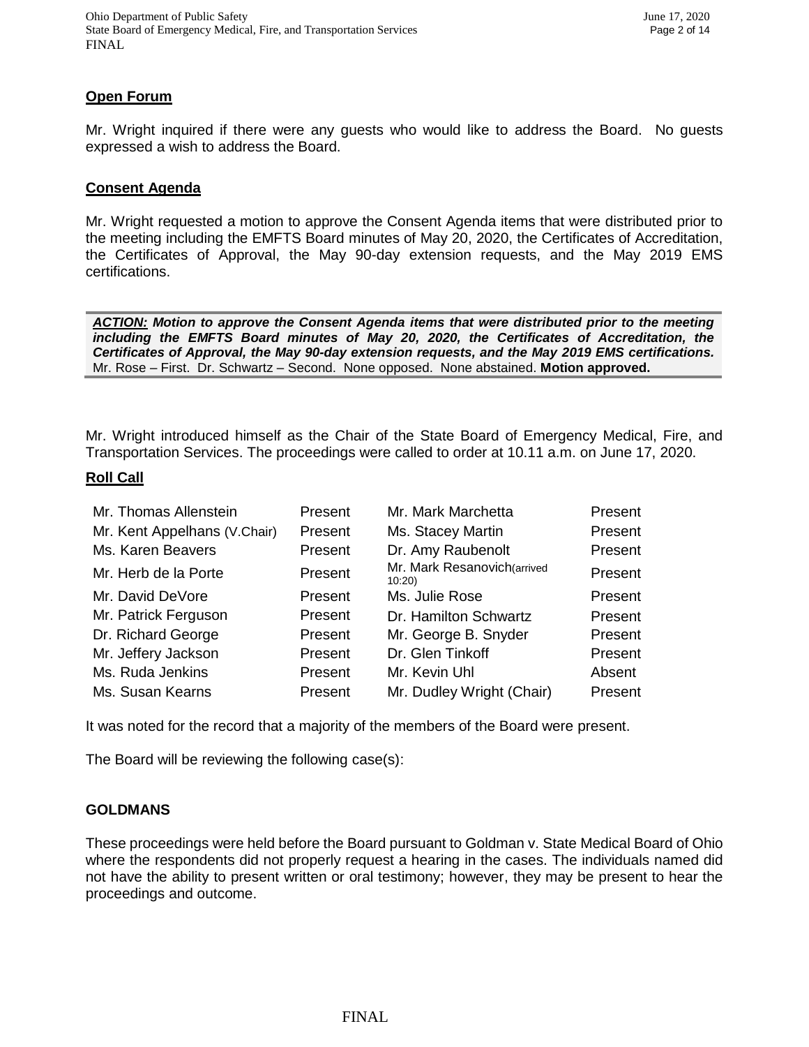**Open Forum**

Mr. Wright inquired if there were any guests who would like to address the Board. No guests expressed a wish to address the Board.

**Consent Agenda**

Mr. Wright requested a motion to approve the Consent Agenda items that were distributed prior to the meeting including the EMFTS Board minutes of May 20, 2020, the Certificates of Accreditation, the Certificates of Approval, the May 90-day extension requests, and the May 2019 EMS certifications.

***ACTION:*** ***Motion to approve the Consent Agenda items that were distributed prior to the meeting including the EMFTS Board minutes of May 20, 2020, the Certificates of Accreditation, the Certificates of Approval, the May 90-day extension requests, and the May 2019 EMS certifications.***
Mr. Rose – First. Dr. Schwartz – Second. None opposed. None abstained. **Motion approved.**

Mr. Wright introduced himself as the Chair of the State Board of Emergency Medical, Fire, and Transportation Services. The proceedings were called to order at 10.11 a.m. on June 17, 2020.

**Roll Call**

| | | | |
|---|---|---|---|
| Mr. Thomas Allenstein | Present | Mr. Mark Marchetta | Present |
| Mr. Kent Appelhans (V.Chair) | Present | Ms. Stacey Martin | Present |
| Ms. Karen Beavers | Present | Dr. Amy Raubenolt | Present |
| Mr. Herb de la Porte | Present | Mr. Mark Resanovich(arrived 10:20) | Present |
| Mr. David DeVore | Present | Ms. Julie Rose | Present |
| Mr. Patrick Ferguson | Present | Dr. Hamilton Schwartz | Present |
| Dr. Richard George | Present | Mr. George B. Snyder | Present |
| Mr. Jeffery Jackson | Present | Dr. Glen Tinkoff | Present |
| Ms. Ruda Jenkins | Present | Mr. Kevin Uhl | Absent |
| Ms. Susan Kearns | Present | Mr. Dudley Wright (Chair) | Present |

It was noted for the record that a majority of the members of the Board were present.

The Board will be reviewing the following case(s):

**GOLDMANS**

These proceedings were held before the Board pursuant to Goldman v. State Medical Board of Ohio where the respondents did not properly request a hearing in the cases. The individuals named did not have the ability to present written or oral testimony; however, they may be present to hear the proceedings and outcome.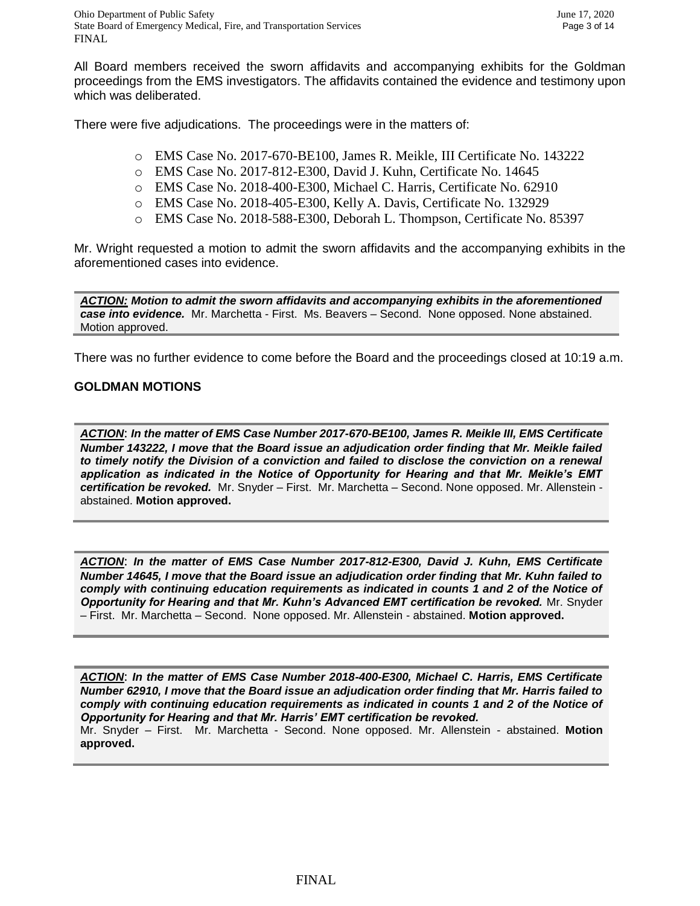All Board members received the sworn affidavits and accompanying exhibits for the Goldman proceedings from the EMS investigators. The affidavits contained the evidence and testimony upon which was deliberated.

There were five adjudications. The proceedings were in the matters of:

- EMS Case No. 2017-670-BE100, James R. Meikle, III Certificate No. 143222
- EMS Case No. 2017-812-E300, David J. Kuhn, Certificate No. 14645
- EMS Case No. 2018-400-E300, Michael C. Harris, Certificate No. 62910
- EMS Case No. 2018-405-E300, Kelly A. Davis, Certificate No. 132929
- EMS Case No. 2018-588-E300, Deborah L. Thompson, Certificate No. 85397

Mr. Wright requested a motion to admit the sworn affidavits and the accompanying exhibits in the aforementioned cases into evidence.

***ACTION:* Motion to admit the sworn affidavits and accompanying exhibits in the aforementioned case into evidence.** Mr. Marchetta - First. Ms. Beavers – Second. None opposed. None abstained. Motion approved.

There was no further evidence to come before the Board and the proceedings closed at 10:19 a.m.

**GOLDMAN MOTIONS**

***ACTION*: *In the matter of EMS Case Number 2017-670-BE100, James R. Meikle III, EMS Certificate Number 143222, I move that the Board issue an adjudication order finding that Mr. Meikle failed to timely notify the Division of a conviction and failed to disclose the conviction on a renewal application as indicated in the Notice of Opportunity for Hearing and that Mr. Meikle's EMT certification be revoked.*** Mr. Snyder – First. Mr. Marchetta – Second. None opposed. Mr. Allenstein - abstained. **Motion approved.**

***ACTION*: *In the matter of EMS Case Number 2017-812-E300, David J. Kuhn, EMS Certificate Number 14645, I move that the Board issue an adjudication order finding that Mr. Kuhn failed to comply with continuing education requirements as indicated in counts 1 and 2 of the Notice of Opportunity for Hearing and that Mr. Kuhn's Advanced EMT certification be revoked.*** Mr. Snyder – First. Mr. Marchetta – Second. None opposed. Mr. Allenstein - abstained. **Motion approved.**

***ACTION*: *In the matter of EMS Case Number 2018-400-E300, Michael C. Harris, EMS Certificate Number 62910, I move that the Board issue an adjudication order finding that Mr. Harris failed to comply with continuing education requirements as indicated in counts 1 and 2 of the Notice of Opportunity for Hearing and that Mr. Harris' EMT certification be revoked.***
Mr. Snyder – First. Mr. Marchetta - Second. None opposed. Mr. Allenstein - abstained. **Motion approved.**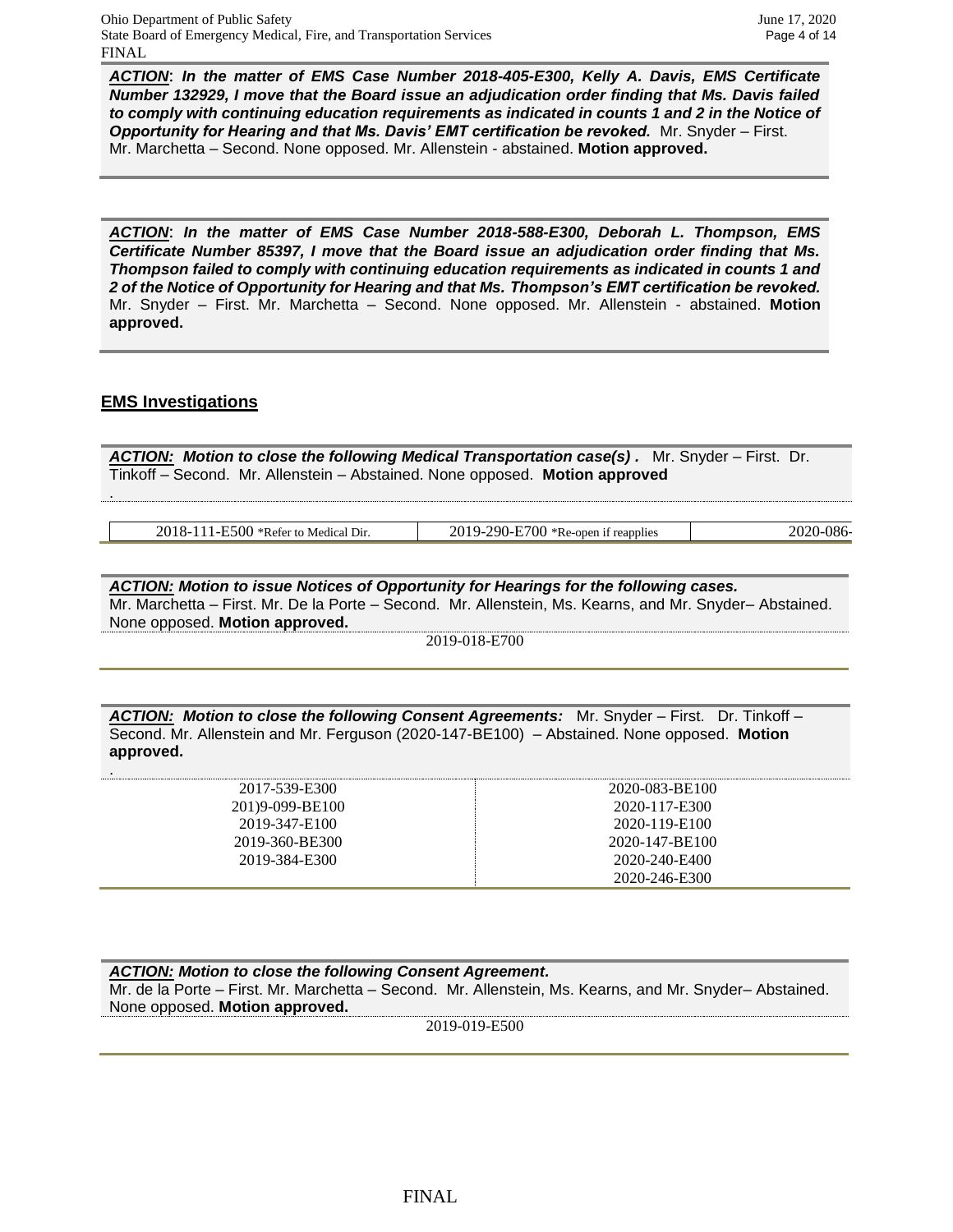***ACTION***: ***In the matter of EMS Case Number 2018-405-E300, Kelly A. Davis, EMS Certificate Number 132929, I move that the Board issue an adjudication order finding that Ms. Davis failed to comply with continuing education requirements as indicated in counts 1 and 2 in the Notice of Opportunity for Hearing and that Ms. Davis' EMT certification be revoked.*** Mr. Snyder – First. Mr. Marchetta – Second. None opposed. Mr. Allenstein - abstained. **Motion approved.**

***ACTION***: ***In the matter of EMS Case Number 2018-588-E300, Deborah L. Thompson, EMS Certificate Number 85397, I move that the Board issue an adjudication order finding that Ms. Thompson failed to comply with continuing education requirements as indicated in counts 1 and 2 of the Notice of Opportunity for Hearing and that Ms. Thompson's EMT certification be revoked.*** Mr. Snyder – First. Mr. Marchetta – Second. None opposed. Mr. Allenstein - abstained. **Motion approved.**

## EMS Investigations

***ACTION:* *Motion to close the following Medical Transportation case(s) .*** Mr. Snyder – First. Dr. Tinkoff – Second. Mr. Allenstein – Abstained. None opposed. **Motion approved**

.

| 2018-111-E500 *Refer to Medical Dir. | 2019-290-E700 *Re-open if reapplies | 2020-086- |
|---|---|---|

***ACTION:* *Motion to issue Notices of Opportunity for Hearings for the following cases.***
Mr. Marchetta – First. Mr. De la Porte – Second. Mr. Allenstein, Ms. Kearns, and Mr. Snyder– Abstained. None opposed. **Motion approved.**

2019-018-E700

***ACTION:* *Motion to close the following Consent Agreements:*** Mr. Snyder – First. Dr. Tinkoff – Second. Mr. Allenstein and Mr. Ferguson (2020-147-BE100) – Abstained. None opposed. **Motion approved.**

.

| | |
|---|---|
| 2017-539-E300 | 2020-083-BE100 |
| 201)9-099-BE100 | 2020-117-E300 |
| 2019-347-E100 | 2020-119-E100 |
| 2019-360-BE300 | 2020-147-BE100 |
| 2019-384-E300 | 2020-240-E400 |
| | 2020-246-E300 |

***ACTION:* *Motion to close the following Consent Agreement.***
Mr. de la Porte – First. Mr. Marchetta – Second. Mr. Allenstein, Ms. Kearns, and Mr. Snyder– Abstained. None opposed. **Motion approved.**

2019-019-E500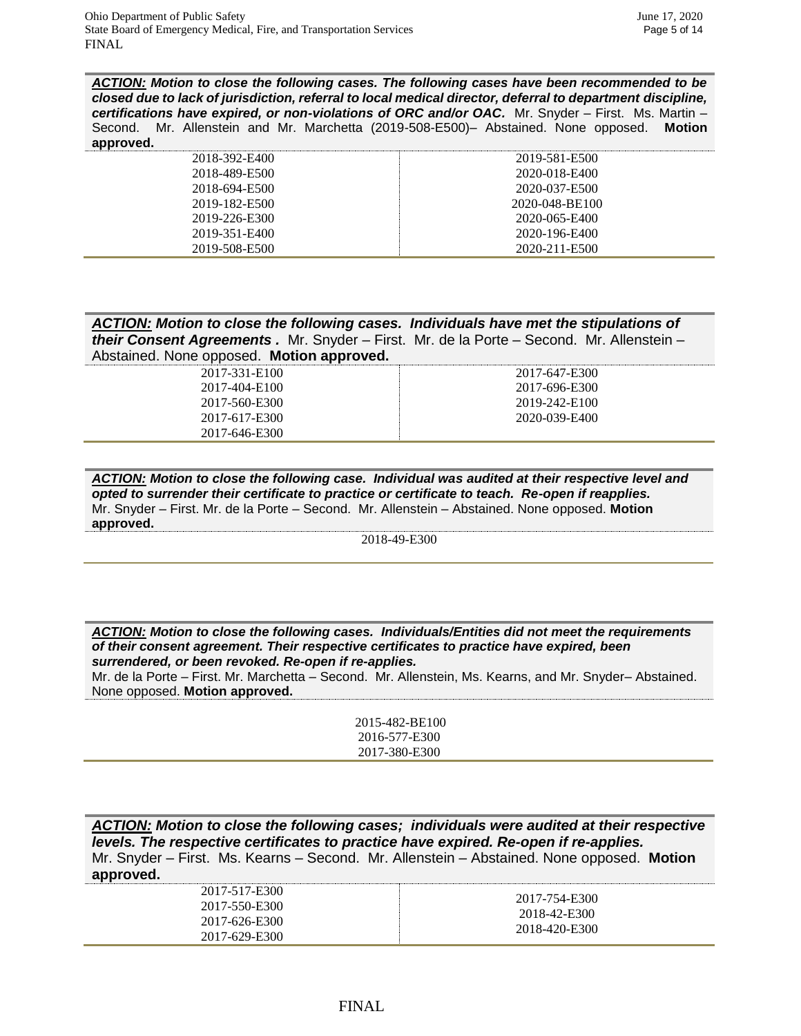***ACTION:* Motion to close the following cases. The following cases have been recommended to be closed due to lack of jurisdiction, referral to local medical director, deferral to department discipline, certifications have expired, or non-violations of ORC and/or OAC.** Mr. Snyder – First. Ms. Martin – Second. Mr. Allenstein and Mr. Marchetta (2019-508-E500)– Abstained. None opposed. **Motion approved.**

| | |
|---|---|
| 2018-392-E400 | 2019-581-E500 |
| 2018-489-E500 | 2020-018-E400 |
| 2018-694-E500 | 2020-037-E500 |
| 2019-182-E500 | 2020-048-BE100 |
| 2019-226-E300 | 2020-065-E400 |
| 2019-351-E400 | 2020-196-E400 |
| 2019-508-E500 | 2020-211-E500 |

***ACTION:* Motion to close the following cases. Individuals have met the stipulations of their Consent Agreements .** Mr. Snyder – First. Mr. de la Porte – Second. Mr. Allenstein – Abstained. None opposed. **Motion approved.**

| | |
|---|---|
| 2017-331-E100 | 2017-647-E300 |
| 2017-404-E100 | 2017-696-E300 |
| 2017-560-E300 | 2019-242-E100 |
| 2017-617-E300 | 2020-039-E400 |
| 2017-646-E300 | |

***ACTION:* Motion to close the following case. Individual was audited at their respective level and opted to surrender their certificate to practice or certificate to teach. Re-open if reapplies.** Mr. Snyder – First. Mr. de la Porte – Second. Mr. Allenstein – Abstained. None opposed. **Motion approved.**

2018-49-E300

***ACTION:* Motion to close the following cases. Individuals/Entities did not meet the requirements of their consent agreement. Their respective certificates to practice have expired, been surrendered, or been revoked. Re-open if re-applies.**
Mr. de la Porte – First. Mr. Marchetta – Second. Mr. Allenstein, Ms. Kearns, and Mr. Snyder– Abstained. None opposed. **Motion approved.**

2015-482-BE100
2016-577-E300
2017-380-E300

***ACTION:* Motion to close the following cases; individuals were audited at their respective levels. The respective certificates to practice have expired. Re-open if re-applies.**
Mr. Snyder – First. Ms. Kearns – Second. Mr. Allenstein – Abstained. None opposed. **Motion approved.**

| | |
|---|---|
| 2017-517-E300 | 2017-754-E300 |
| 2017-550-E300 | 2018-42-E300 |
| 2017-626-E300 | 2018-420-E300 |
| 2017-629-E300 | |

FINAL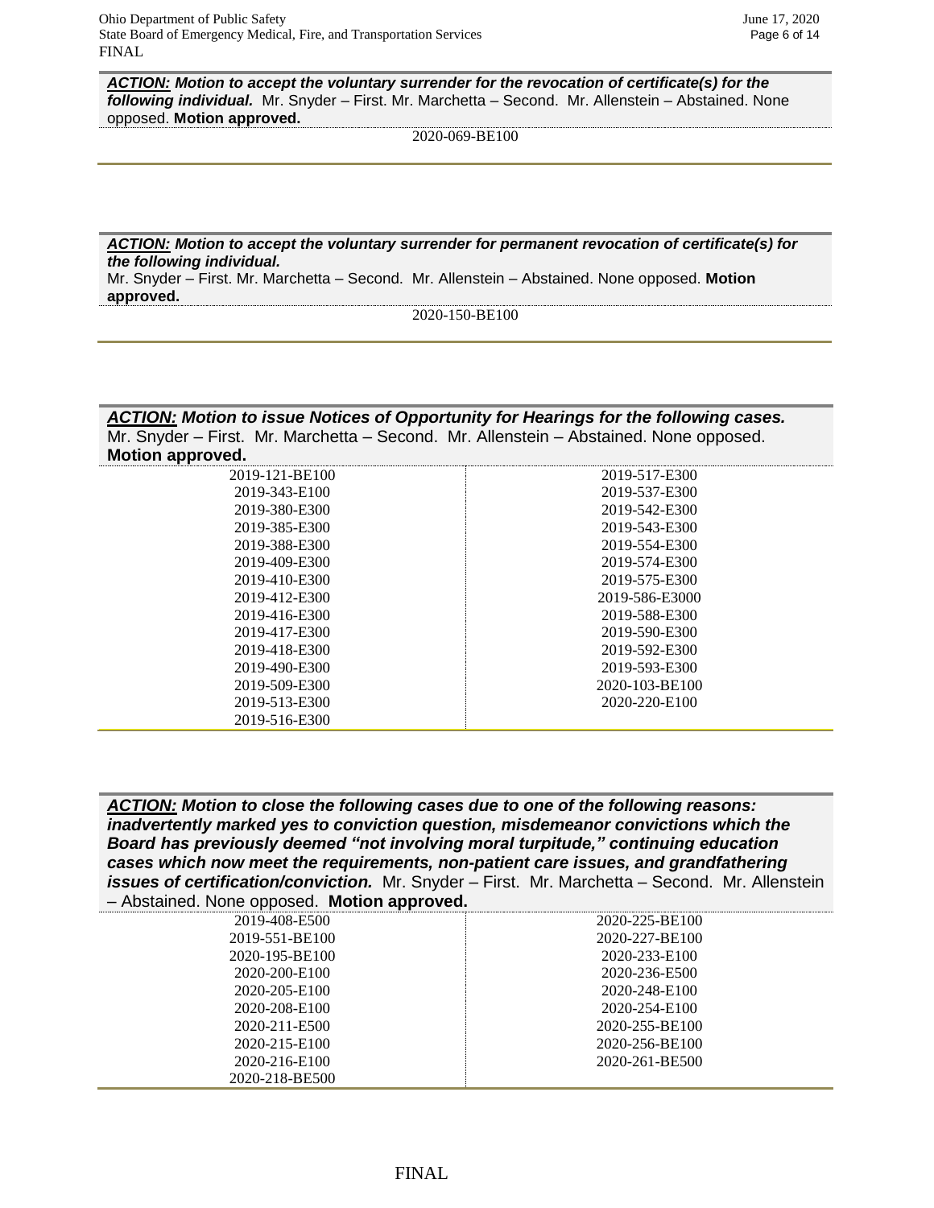***ACTION:*** ***Motion to accept the voluntary surrender for the revocation of certificate(s) for the following individual.*** Mr. Snyder – First. Mr. Marchetta – Second. Mr. Allenstein – Abstained. None opposed. **Motion approved.**

2020-069-BE100

***ACTION:*** ***Motion to accept the voluntary surrender for permanent revocation of certificate(s) for the following individual.***
Mr. Snyder – First. Mr. Marchetta – Second. Mr. Allenstein – Abstained. None opposed. **Motion approved.**

2020-150-BE100

***ACTION:*** ***Motion to issue Notices of Opportunity for Hearings for the following cases.*** Mr. Snyder – First. Mr. Marchetta – Second. Mr. Allenstein – Abstained. None opposed. **Motion approved.**

| | |
|---|---|
| 2019-121-BE100 | 2019-517-E300 |
| 2019-343-E100 | 2019-537-E300 |
| 2019-380-E300 | 2019-542-E300 |
| 2019-385-E300 | 2019-543-E300 |
| 2019-388-E300 | 2019-554-E300 |
| 2019-409-E300 | 2019-574-E300 |
| 2019-410-E300 | 2019-575-E300 |
| 2019-412-E300 | 2019-586-E3000 |
| 2019-416-E300 | 2019-588-E300 |
| 2019-417-E300 | 2019-590-E300 |
| 2019-418-E300 | 2019-592-E300 |
| 2019-490-E300 | 2019-593-E300 |
| 2019-509-E300 | 2020-103-BE100 |
| 2019-513-E300 | 2020-220-E100 |
| 2019-516-E300 | |

***ACTION:*** ***Motion to close the following cases due to one of the following reasons: inadvertently marked yes to conviction question, misdemeanor convictions which the Board has previously deemed "not involving moral turpitude," continuing education cases which now meet the requirements, non-patient care issues, and grandfathering issues of certification/conviction.*** Mr. Snyder – First. Mr. Marchetta – Second. Mr. Allenstein – Abstained. None opposed. **Motion approved.**

| | |
|---|---|
| 2019-408-E500 | 2020-225-BE100 |
| 2019-551-BE100 | 2020-227-BE100 |
| 2020-195-BE100 | 2020-233-E100 |
| 2020-200-E100 | 2020-236-E500 |
| 2020-205-E100 | 2020-248-E100 |
| 2020-208-E100 | 2020-254-E100 |
| 2020-211-E500 | 2020-255-BE100 |
| 2020-215-E100 | 2020-256-BE100 |
| 2020-216-E100 | 2020-261-BE500 |
| 2020-218-BE500 | |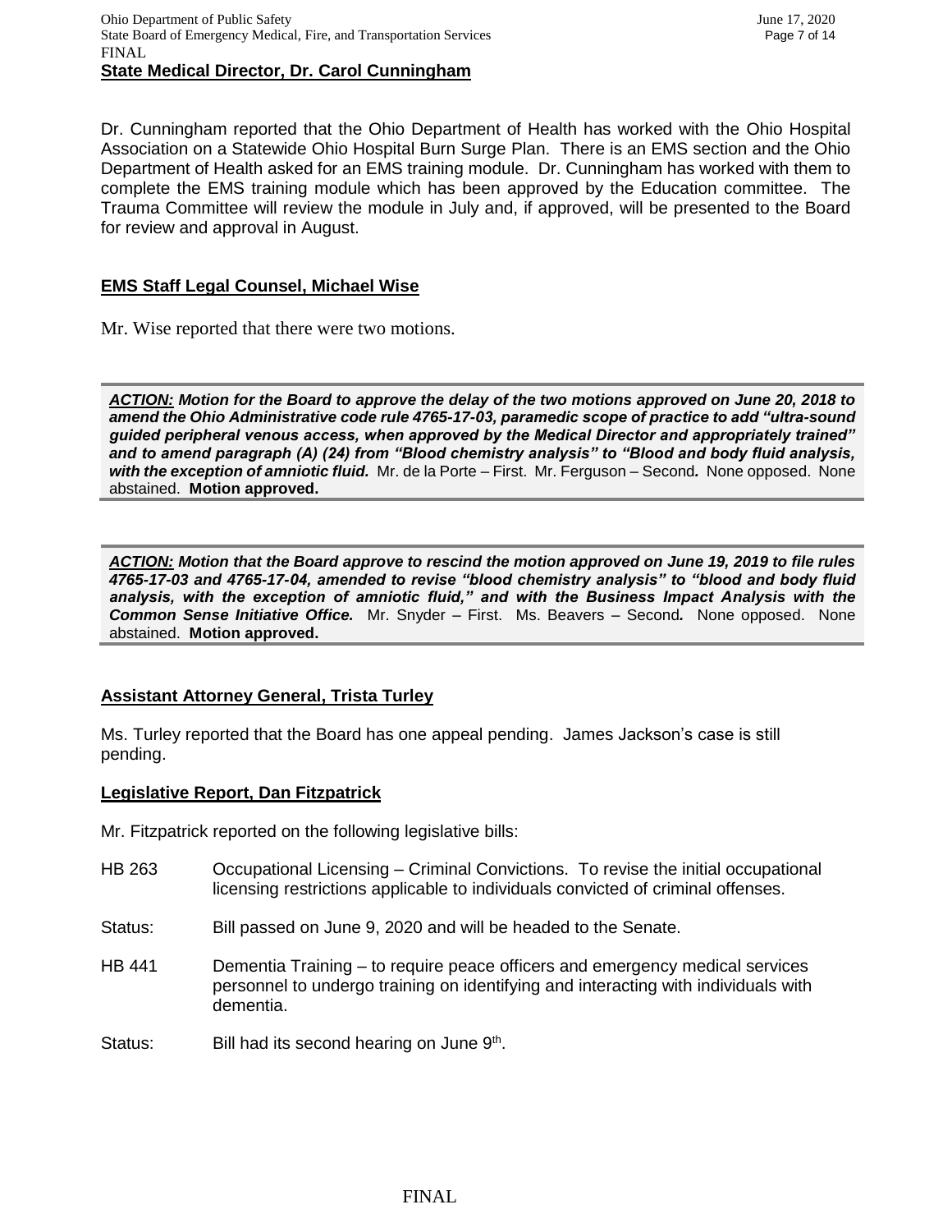## State Medical Director, Dr. Carol Cunningham

Dr. Cunningham reported that the Ohio Department of Health has worked with the Ohio Hospital Association on a Statewide Ohio Hospital Burn Surge Plan. There is an EMS section and the Ohio Department of Health asked for an EMS training module. Dr. Cunningham has worked with them to complete the EMS training module which has been approved by the Education committee. The Trauma Committee will review the module in July and, if approved, will be presented to the Board for review and approval in August.

## EMS Staff Legal Counsel, Michael Wise

Mr. Wise reported that there were two motions.

***ACTION:* Motion for the Board to approve the delay of the two motions approved on June 20, 2018 to amend the Ohio Administrative code rule 4765-17-03, paramedic scope of practice to add "ultra-sound guided peripheral venous access, when approved by the Medical Director and appropriately trained" and to amend paragraph (A) (24) from "Blood chemistry analysis" to "Blood and body fluid analysis, with the exception of amniotic fluid.*** Mr. de la Porte – First. Mr. Ferguson – Second***.*** None opposed. None abstained. **Motion approved.**

***ACTION:* Motion that the Board approve to rescind the motion approved on June 19, 2019 to file rules 4765-17-03 and 4765-17-04, amended to revise "blood chemistry analysis" to "blood and body fluid analysis, with the exception of amniotic fluid," and with the Business Impact Analysis with the Common Sense Initiative Office.*** Mr. Snyder – First. Ms. Beavers – Second***.*** None opposed. None abstained. **Motion approved.**

## Assistant Attorney General, Trista Turley

Ms. Turley reported that the Board has one appeal pending. James Jackson's case is still pending.

## Legislative Report, Dan Fitzpatrick

Mr. Fitzpatrick reported on the following legislative bills:

HB 263 Occupational Licensing – Criminal Convictions. To revise the initial occupational licensing restrictions applicable to individuals convicted of criminal offenses.

Status: Bill passed on June 9, 2020 and will be headed to the Senate.

HB 441 Dementia Training – to require peace officers and emergency medical services personnel to undergo training on identifying and interacting with individuals with dementia.

Status: Bill had its second hearing on June 9th.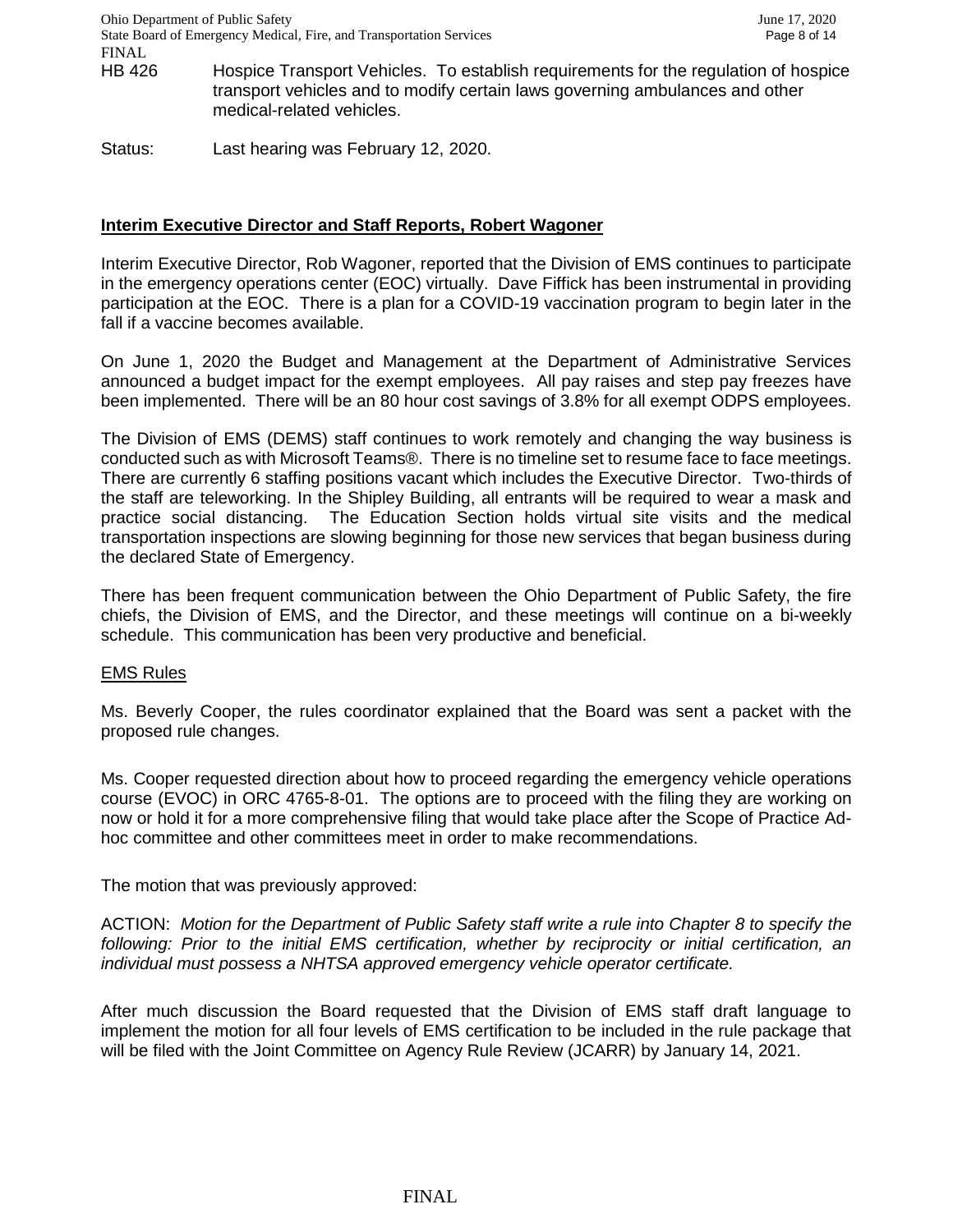HB 426 Hospice Transport Vehicles. To establish requirements for the regulation of hospice transport vehicles and to modify certain laws governing ambulances and other medical-related vehicles.

Status: Last hearing was February 12, 2020.

## **Interim Executive Director and Staff Reports, Robert Wagoner**

Interim Executive Director, Rob Wagoner, reported that the Division of EMS continues to participate in the emergency operations center (EOC) virtually. Dave Fiffick has been instrumental in providing participation at the EOC. There is a plan for a COVID-19 vaccination program to begin later in the fall if a vaccine becomes available.

On June 1, 2020 the Budget and Management at the Department of Administrative Services announced a budget impact for the exempt employees. All pay raises and step pay freezes have been implemented. There will be an 80 hour cost savings of 3.8% for all exempt ODPS employees.

The Division of EMS (DEMS) staff continues to work remotely and changing the way business is conducted such as with Microsoft Teams®. There is no timeline set to resume face to face meetings. There are currently 6 staffing positions vacant which includes the Executive Director. Two-thirds of the staff are teleworking. In the Shipley Building, all entrants will be required to wear a mask and practice social distancing. The Education Section holds virtual site visits and the medical transportation inspections are slowing beginning for those new services that began business during the declared State of Emergency.

There has been frequent communication between the Ohio Department of Public Safety, the fire chiefs, the Division of EMS, and the Director, and these meetings will continue on a bi-weekly schedule. This communication has been very productive and beneficial.

### EMS Rules

Ms. Beverly Cooper, the rules coordinator explained that the Board was sent a packet with the proposed rule changes.

Ms. Cooper requested direction about how to proceed regarding the emergency vehicle operations course (EVOC) in ORC 4765-8-01. The options are to proceed with the filing they are working on now or hold it for a more comprehensive filing that would take place after the Scope of Practice Ad-hoc committee and other committees meet in order to make recommendations.

The motion that was previously approved:

ACTION: *Motion for the Department of Public Safety staff write a rule into Chapter 8 to specify the following: Prior to the initial EMS certification, whether by reciprocity or initial certification, an individual must possess a NHTSA approved emergency vehicle operator certificate.*

After much discussion the Board requested that the Division of EMS staff draft language to implement the motion for all four levels of EMS certification to be included in the rule package that will be filed with the Joint Committee on Agency Rule Review (JCARR) by January 14, 2021.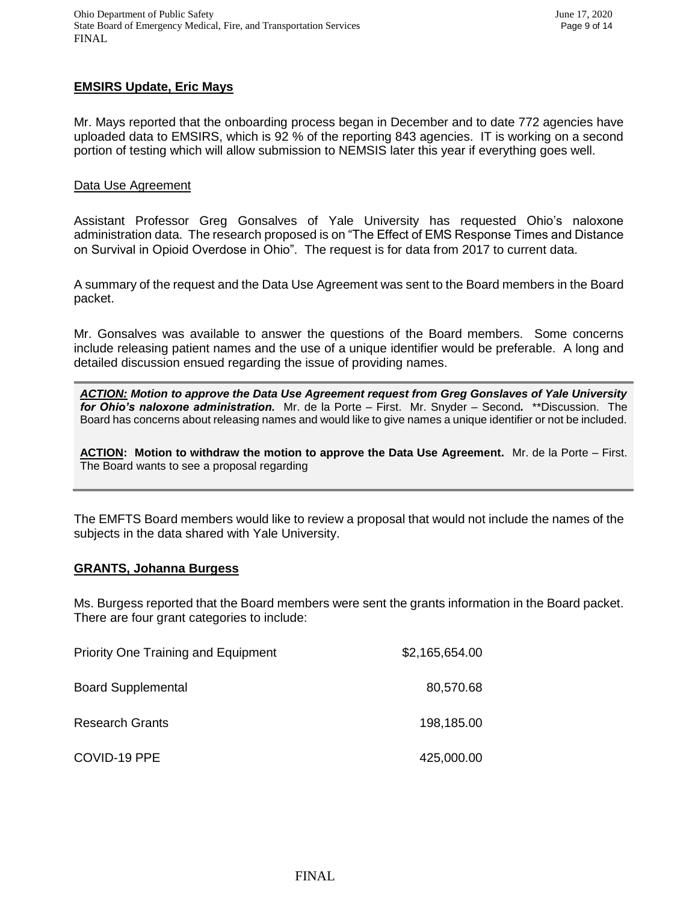**EMSIRS Update, Eric Mays**

Mr. Mays reported that the onboarding process began in December and to date 772 agencies have uploaded data to EMSIRS, which is 92 % of the reporting 843 agencies. IT is working on a second portion of testing which will allow submission to NEMSIS later this year if everything goes well.

Data Use Agreement

Assistant Professor Greg Gonsalves of Yale University has requested Ohio's naloxone administration data. The research proposed is on "The Effect of EMS Response Times and Distance on Survival in Opioid Overdose in Ohio". The request is for data from 2017 to current data.

A summary of the request and the Data Use Agreement was sent to the Board members in the Board packet.

Mr. Gonsalves was available to answer the questions of the Board members. Some concerns include releasing patient names and the use of a unique identifier would be preferable. A long and detailed discussion ensued regarding the issue of providing names.

***ACTION:* Motion to approve the Data Use Agreement request from Greg Gonslaves of Yale University for Ohio's naloxone administration.** Mr. de la Porte – First. Mr. Snyder – Second**.** **Discussion. The Board has concerns about releasing names and would like to give names a unique identifier or not be included.

**ACTION: Motion to withdraw the motion to approve the Data Use Agreement.** Mr. de la Porte – First. The Board wants to see a proposal regarding

The EMFTS Board members would like to review a proposal that would not include the names of the subjects in the data shared with Yale University.

**GRANTS, Johanna Burgess**

Ms. Burgess reported that the Board members were sent the grants information in the Board packet. There are four grant categories to include:

| | |
|---|---:|
| Priority One Training and Equipment | $2,165,654.00 |
| Board Supplemental | 80,570.68 |
| Research Grants | 198,185.00 |
| COVID-19 PPE | 425,000.00 |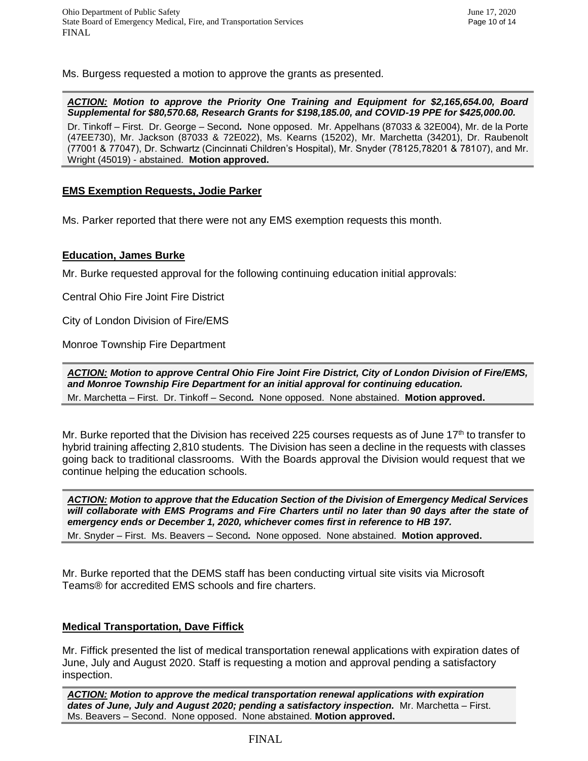Ms. Burgess requested a motion to approve the grants as presented.

> ***ACTION:*** ***Motion to approve the Priority One Training and Equipment for $2,165,654.00, Board Supplemental for $80,570.68, Research Grants for $198,185.00, and COVID-19 PPE for $425,000.00.***
> Dr. Tinkoff – First. Dr. George – Second. None opposed. Mr. Appelhans (87033 & 32E004), Mr. de la Porte (47EE730), Mr. Jackson (87033 & 72E022), Ms. Kearns (15202), Mr. Marchetta (34201), Dr. Raubenolt (77001 & 77047), Dr. Schwartz (Cincinnati Children's Hospital), Mr. Snyder (78125,78201 & 78107), and Mr. Wright (45019) - abstained. **Motion approved.**

## EMS Exemption Requests, Jodie Parker

Ms. Parker reported that there were not any EMS exemption requests this month.

## Education, James Burke

Mr. Burke requested approval for the following continuing education initial approvals:

Central Ohio Fire Joint Fire District

City of London Division of Fire/EMS

Monroe Township Fire Department

> ***ACTION:*** ***Motion to approve Central Ohio Fire Joint Fire District, City of London Division of Fire/EMS, and Monroe Township Fire Department for an initial approval for continuing education.***
> Mr. Marchetta – First. Dr. Tinkoff – Second. None opposed. None abstained. **Motion approved.**

Mr. Burke reported that the Division has received 225 courses requests as of June 17th to transfer to hybrid training affecting 2,810 students. The Division has seen a decline in the requests with classes going back to traditional classrooms. With the Boards approval the Division would request that we continue helping the education schools.

> ***ACTION:*** ***Motion to approve that the Education Section of the Division of Emergency Medical Services will collaborate with EMS Programs and Fire Charters until no later than 90 days after the state of emergency ends or December 1, 2020, whichever comes first in reference to HB 197.***
> Mr. Snyder – First. Ms. Beavers – Second. None opposed. None abstained. **Motion approved.**

Mr. Burke reported that the DEMS staff has been conducting virtual site visits via Microsoft Teams® for accredited EMS schools and fire charters.

## Medical Transportation, Dave Fiffick

Mr. Fiffick presented the list of medical transportation renewal applications with expiration dates of June, July and August 2020. Staff is requesting a motion and approval pending a satisfactory inspection.

> ***ACTION:*** ***Motion to approve the medical transportation renewal applications with expiration dates of June, July and August 2020; pending a satisfactory inspection.*** Mr. Marchetta – First. Ms. Beavers – Second. None opposed. None abstained. **Motion approved.**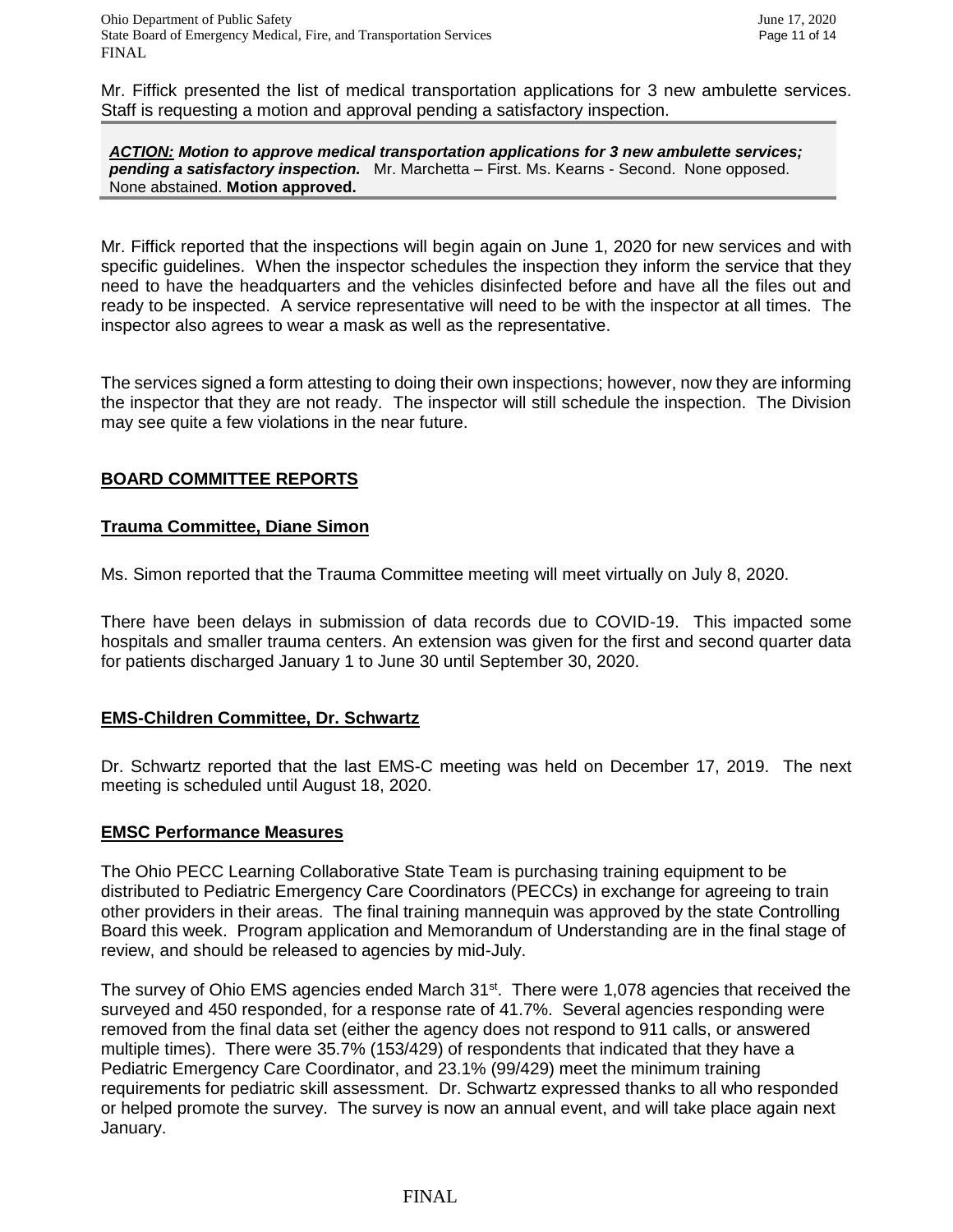Mr. Fiffick presented the list of medical transportation applications for 3 new ambulette services. Staff is requesting a motion and approval pending a satisfactory inspection.

***ACTION:* *Motion to approve medical transportation applications for 3 new ambulette services; pending a satisfactory inspection.*** Mr. Marchetta – First. Ms. Kearns - Second. None opposed. None abstained. **Motion approved.**

Mr. Fiffick reported that the inspections will begin again on June 1, 2020 for new services and with specific guidelines. When the inspector schedules the inspection they inform the service that they need to have the headquarters and the vehicles disinfected before and have all the files out and ready to be inspected. A service representative will need to be with the inspector at all times. The inspector also agrees to wear a mask as well as the representative.

The services signed a form attesting to doing their own inspections; however, now they are informing the inspector that they are not ready. The inspector will still schedule the inspection. The Division may see quite a few violations in the near future.

## BOARD COMMITTEE REPORTS

### Trauma Committee, Diane Simon

Ms. Simon reported that the Trauma Committee meeting will meet virtually on July 8, 2020.

There have been delays in submission of data records due to COVID-19. This impacted some hospitals and smaller trauma centers. An extension was given for the first and second quarter data for patients discharged January 1 to June 30 until September 30, 2020.

### EMS-Children Committee, Dr. Schwartz

Dr. Schwartz reported that the last EMS-C meeting was held on December 17, 2019. The next meeting is scheduled until August 18, 2020.

### EMSC Performance Measures

The Ohio PECC Learning Collaborative State Team is purchasing training equipment to be distributed to Pediatric Emergency Care Coordinators (PECCs) in exchange for agreeing to train other providers in their areas. The final training mannequin was approved by the state Controlling Board this week. Program application and Memorandum of Understanding are in the final stage of review, and should be released to agencies by mid-July.

The survey of Ohio EMS agencies ended March 31st. There were 1,078 agencies that received the surveyed and 450 responded, for a response rate of 41.7%. Several agencies responding were removed from the final data set (either the agency does not respond to 911 calls, or answered multiple times). There were 35.7% (153/429) of respondents that indicated that they have a Pediatric Emergency Care Coordinator, and 23.1% (99/429) meet the minimum training requirements for pediatric skill assessment. Dr. Schwartz expressed thanks to all who responded or helped promote the survey. The survey is now an annual event, and will take place again next January.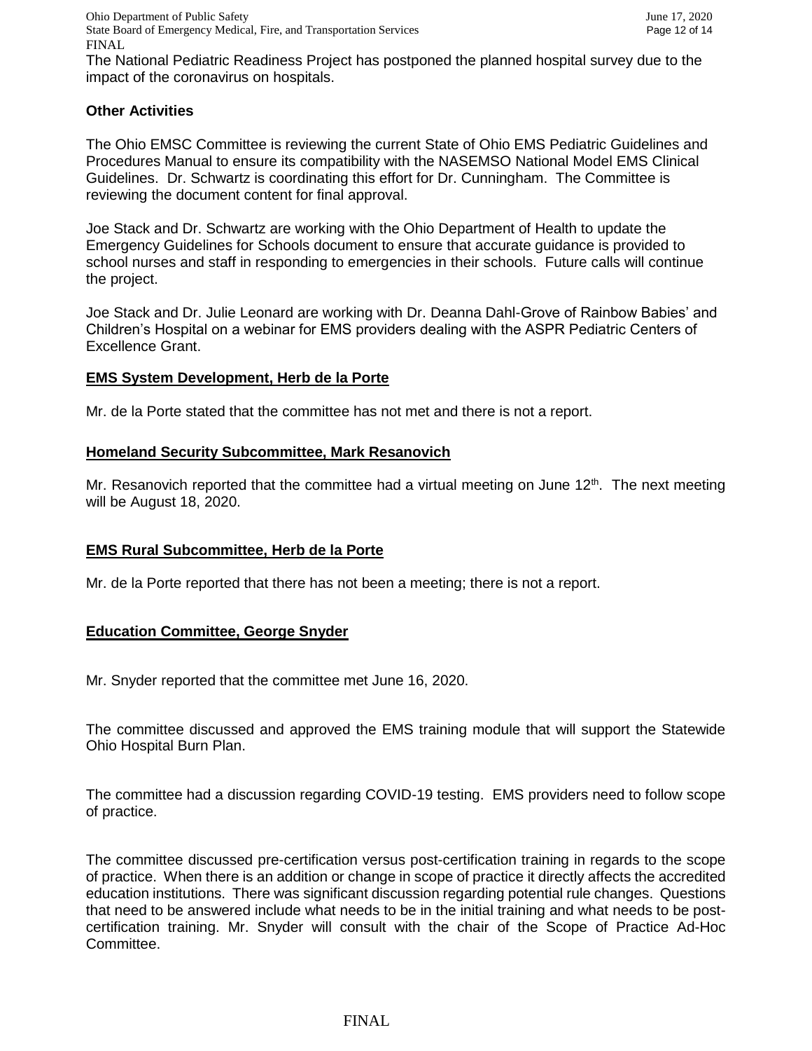The National Pediatric Readiness Project has postponed the planned hospital survey due to the impact of the coronavirus on hospitals.

**Other Activities**

The Ohio EMSC Committee is reviewing the current State of Ohio EMS Pediatric Guidelines and Procedures Manual to ensure its compatibility with the NASEMSO National Model EMS Clinical Guidelines. Dr. Schwartz is coordinating this effort for Dr. Cunningham. The Committee is reviewing the document content for final approval.

Joe Stack and Dr. Schwartz are working with the Ohio Department of Health to update the Emergency Guidelines for Schools document to ensure that accurate guidance is provided to school nurses and staff in responding to emergencies in their schools. Future calls will continue the project.

Joe Stack and Dr. Julie Leonard are working with Dr. Deanna Dahl-Grove of Rainbow Babies' and Children's Hospital on a webinar for EMS providers dealing with the ASPR Pediatric Centers of Excellence Grant.

**EMS System Development, Herb de la Porte**

Mr. de la Porte stated that the committee has not met and there is not a report.

**Homeland Security Subcommittee, Mark Resanovich**

Mr. Resanovich reported that the committee had a virtual meeting on June 12th. The next meeting will be August 18, 2020.

**EMS Rural Subcommittee, Herb de la Porte**

Mr. de la Porte reported that there has not been a meeting; there is not a report.

**Education Committee, George Snyder**

Mr. Snyder reported that the committee met June 16, 2020.

The committee discussed and approved the EMS training module that will support the Statewide Ohio Hospital Burn Plan.

The committee had a discussion regarding COVID-19 testing. EMS providers need to follow scope of practice.

The committee discussed pre-certification versus post-certification training in regards to the scope of practice. When there is an addition or change in scope of practice it directly affects the accredited education institutions. There was significant discussion regarding potential rule changes. Questions that need to be answered include what needs to be in the initial training and what needs to be post-certification training. Mr. Snyder will consult with the chair of the Scope of Practice Ad-Hoc Committee.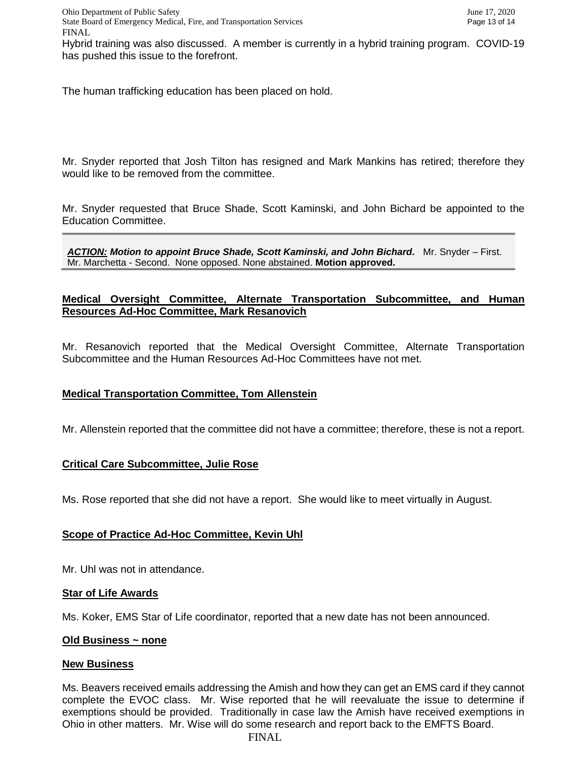Hybrid training was also discussed. A member is currently in a hybrid training program. COVID-19 has pushed this issue to the forefront.

The human trafficking education has been placed on hold.

Mr. Snyder reported that Josh Tilton has resigned and Mark Mankins has retired; therefore they would like to be removed from the committee.

Mr. Snyder requested that Bruce Shade, Scott Kaminski, and John Bichard be appointed to the Education Committee.

***ACTION:*** ***Motion to appoint Bruce Shade, Scott Kaminski, and John Bichard.*** Mr. Snyder – First. Mr. Marchetta - Second. None opposed. None abstained. **Motion approved.**

**Medical Oversight Committee, Alternate Transportation Subcommittee, and Human Resources Ad-Hoc Committee, Mark Resanovich**

Mr. Resanovich reported that the Medical Oversight Committee, Alternate Transportation Subcommittee and the Human Resources Ad-Hoc Committees have not met.

**Medical Transportation Committee, Tom Allenstein**

Mr. Allenstein reported that the committee did not have a committee; therefore, these is not a report.

**Critical Care Subcommittee, Julie Rose**

Ms. Rose reported that she did not have a report. She would like to meet virtually in August.

**Scope of Practice Ad-Hoc Committee, Kevin Uhl**

Mr. Uhl was not in attendance.

**Star of Life Awards**

Ms. Koker, EMS Star of Life coordinator, reported that a new date has not been announced.

**Old Business ~ none**

**New Business**

Ms. Beavers received emails addressing the Amish and how they can get an EMS card if they cannot complete the EVOC class. Mr. Wise reported that he will reevaluate the issue to determine if exemptions should be provided. Traditionally in case law the Amish have received exemptions in Ohio in other matters. Mr. Wise will do some research and report back to the EMFTS Board.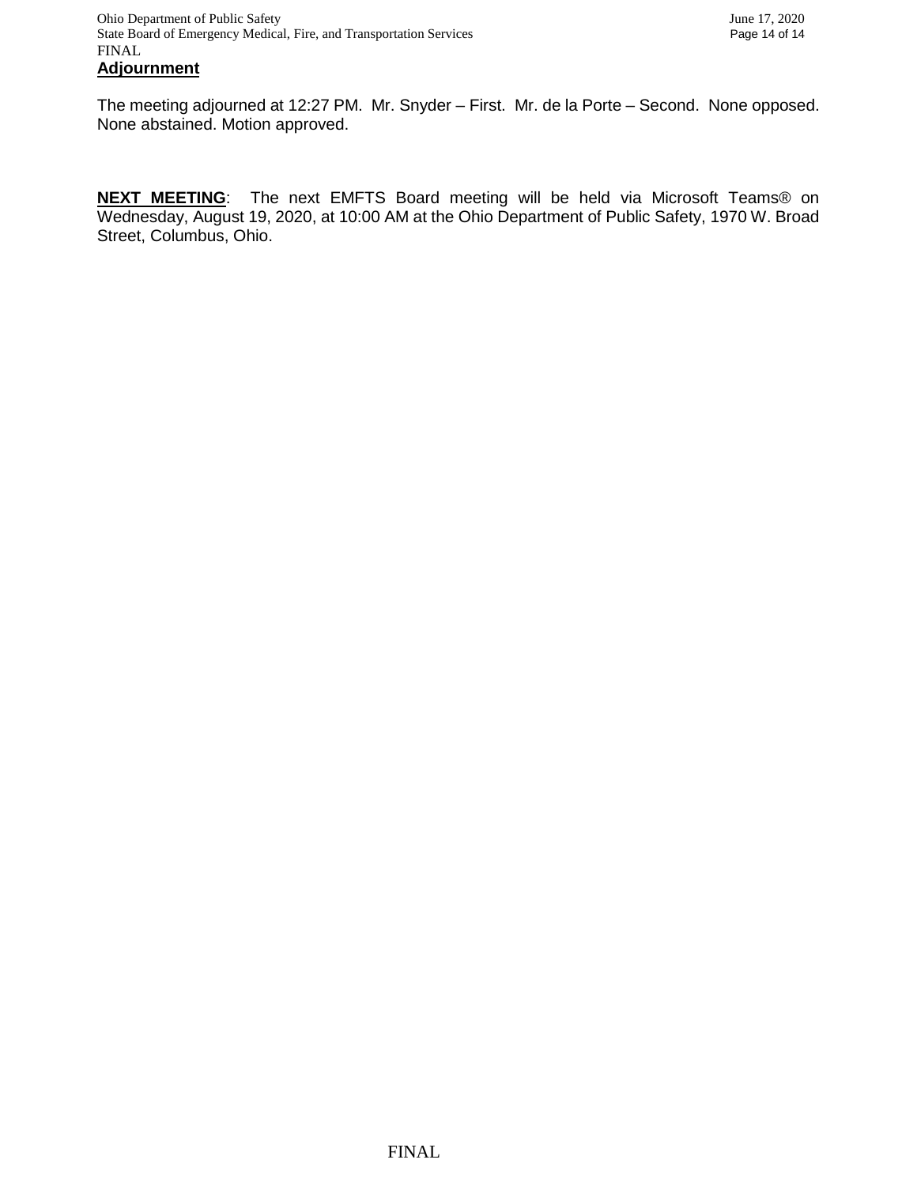**Adjournment**

The meeting adjourned at 12:27 PM. Mr. Snyder – First. Mr. de la Porte – Second. None opposed. None abstained. Motion approved.

**NEXT MEETING**: The next EMFTS Board meeting will be held via Microsoft Teams® on Wednesday, August 19, 2020, at 10:00 AM at the Ohio Department of Public Safety, 1970 W. Broad Street, Columbus, Ohio.